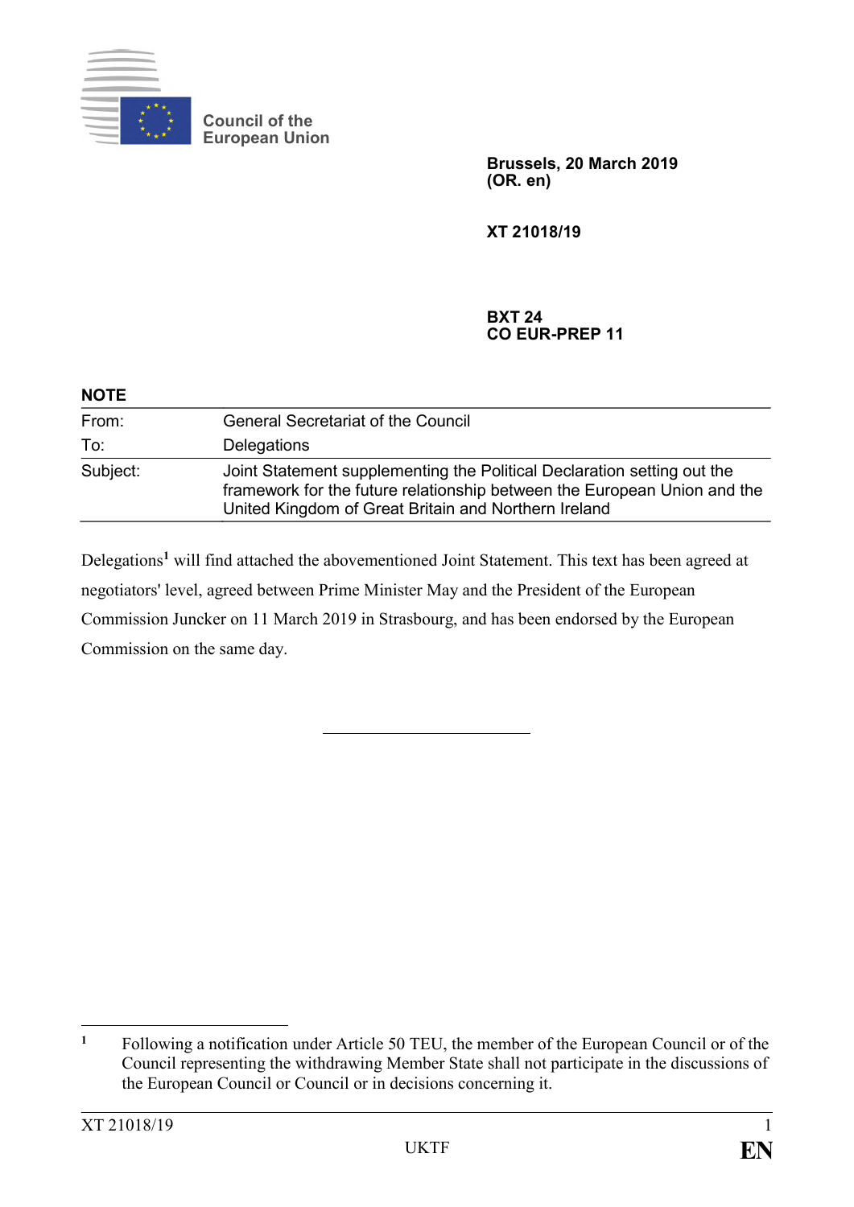Council of the
European Union

**Brussels, 20 March 2019**
**(OR. en)**

**XT 21018/19**

**BXT 24**
**CO EUR-PREP 11**

**NOTE**

| | |
|---|---|
| From: | General Secretariat of the Council |
| To: | Delegations |
| Subject: | Joint Statement supplementing the Political Declaration setting out the framework for the future relationship between the European Union and the United Kingdom of Great Britain and Northern Ireland |

Delegations[1] will find attached the abovementioned Joint Statement. This text has been agreed at negotiators' level, agreed between Prime Minister May and the President of the European Commission Juncker on 11 March 2019 in Strasbourg, and has been endorsed by the European Commission on the same day.

---

[1] Following a notification under Article 50 TEU, the member of the European Council or of the Council representing the withdrawing Member State shall not participate in the discussions of the European Council or Council or in decisions concerning it.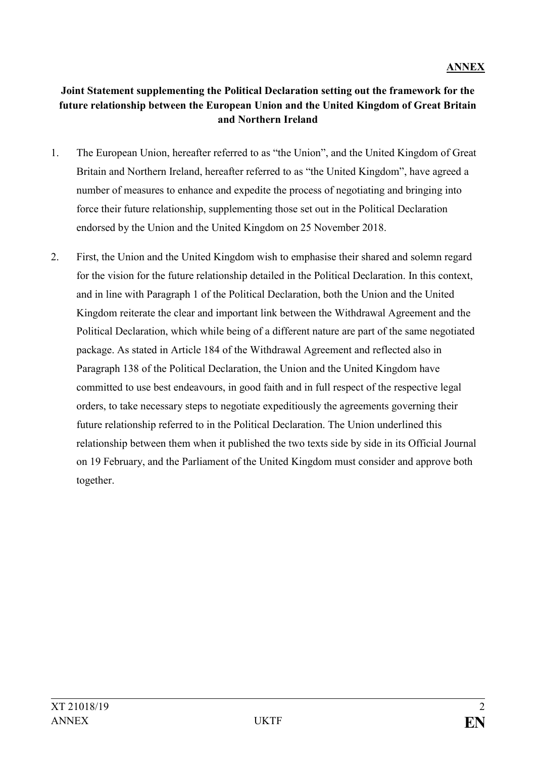**ANNEX**

**Joint Statement supplementing the Political Declaration setting out the framework for the future relationship between the European Union and the United Kingdom of Great Britain and Northern Ireland**

1. The European Union, hereafter referred to as "the Union", and the United Kingdom of Great Britain and Northern Ireland, hereafter referred to as "the United Kingdom", have agreed a number of measures to enhance and expedite the process of negotiating and bringing into force their future relationship, supplementing those set out in the Political Declaration endorsed by the Union and the United Kingdom on 25 November 2018.

2. First, the Union and the United Kingdom wish to emphasise their shared and solemn regard for the vision for the future relationship detailed in the Political Declaration. In this context, and in line with Paragraph 1 of the Political Declaration, both the Union and the United Kingdom reiterate the clear and important link between the Withdrawal Agreement and the Political Declaration, which while being of a different nature are part of the same negotiated package. As stated in Article 184 of the Withdrawal Agreement and reflected also in Paragraph 138 of the Political Declaration, the Union and the United Kingdom have committed to use best endeavours, in good faith and in full respect of the respective legal orders, to take necessary steps to negotiate expeditiously the agreements governing their future relationship referred to in the Political Declaration. The Union underlined this relationship between them when it published the two texts side by side in its Official Journal on 19 February, and the Parliament of the United Kingdom must consider and approve both together.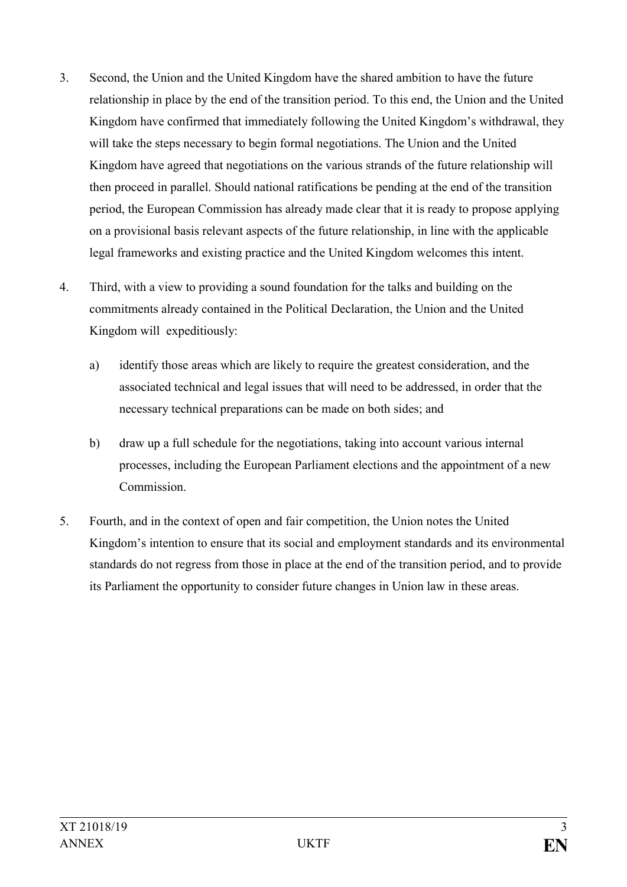3. Second, the Union and the United Kingdom have the shared ambition to have the future relationship in place by the end of the transition period. To this end, the Union and the United Kingdom have confirmed that immediately following the United Kingdom's withdrawal, they will take the steps necessary to begin formal negotiations. The Union and the United Kingdom have agreed that negotiations on the various strands of the future relationship will then proceed in parallel. Should national ratifications be pending at the end of the transition period, the European Commission has already made clear that it is ready to propose applying on a provisional basis relevant aspects of the future relationship, in line with the applicable legal frameworks and existing practice and the United Kingdom welcomes this intent.

4. Third, with a view to providing a sound foundation for the talks and building on the commitments already contained in the Political Declaration, the Union and the United Kingdom will expeditiously:

   a) identify those areas which are likely to require the greatest consideration, and the associated technical and legal issues that will need to be addressed, in order that the necessary technical preparations can be made on both sides; and

   b) draw up a full schedule for the negotiations, taking into account various internal processes, including the European Parliament elections and the appointment of a new Commission.

5. Fourth, and in the context of open and fair competition, the Union notes the United Kingdom's intention to ensure that its social and employment standards and its environmental standards do not regress from those in place at the end of the transition period, and to provide its Parliament the opportunity to consider future changes in Union law in these areas.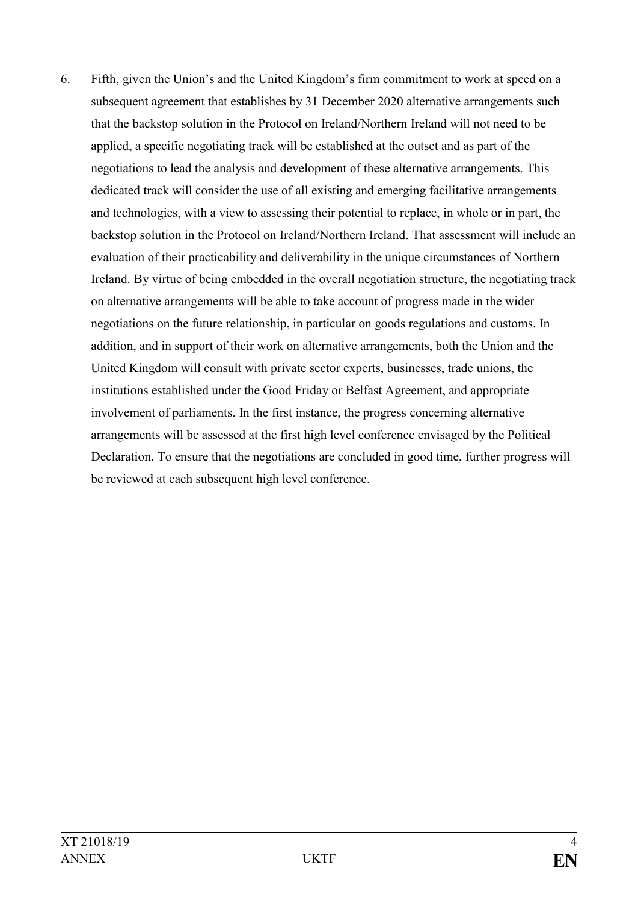6. Fifth, given the Union's and the United Kingdom's firm commitment to work at speed on a subsequent agreement that establishes by 31 December 2020 alternative arrangements such that the backstop solution in the Protocol on Ireland/Northern Ireland will not need to be applied, a specific negotiating track will be established at the outset and as part of the negotiations to lead the analysis and development of these alternative arrangements. This dedicated track will consider the use of all existing and emerging facilitative arrangements and technologies, with a view to assessing their potential to replace, in whole or in part, the backstop solution in the Protocol on Ireland/Northern Ireland. That assessment will include an evaluation of their practicability and deliverability in the unique circumstances of Northern Ireland. By virtue of being embedded in the overall negotiation structure, the negotiating track on alternative arrangements will be able to take account of progress made in the wider negotiations on the future relationship, in particular on goods regulations and customs. In addition, and in support of their work on alternative arrangements, both the Union and the United Kingdom will consult with private sector experts, businesses, trade unions, the institutions established under the Good Friday or Belfast Agreement, and appropriate involvement of parliaments. In the first instance, the progress concerning alternative arrangements will be assessed at the first high level conference envisaged by the Political Declaration. To ensure that the negotiations are concluded in good time, further progress will be reviewed at each subsequent high level conference.